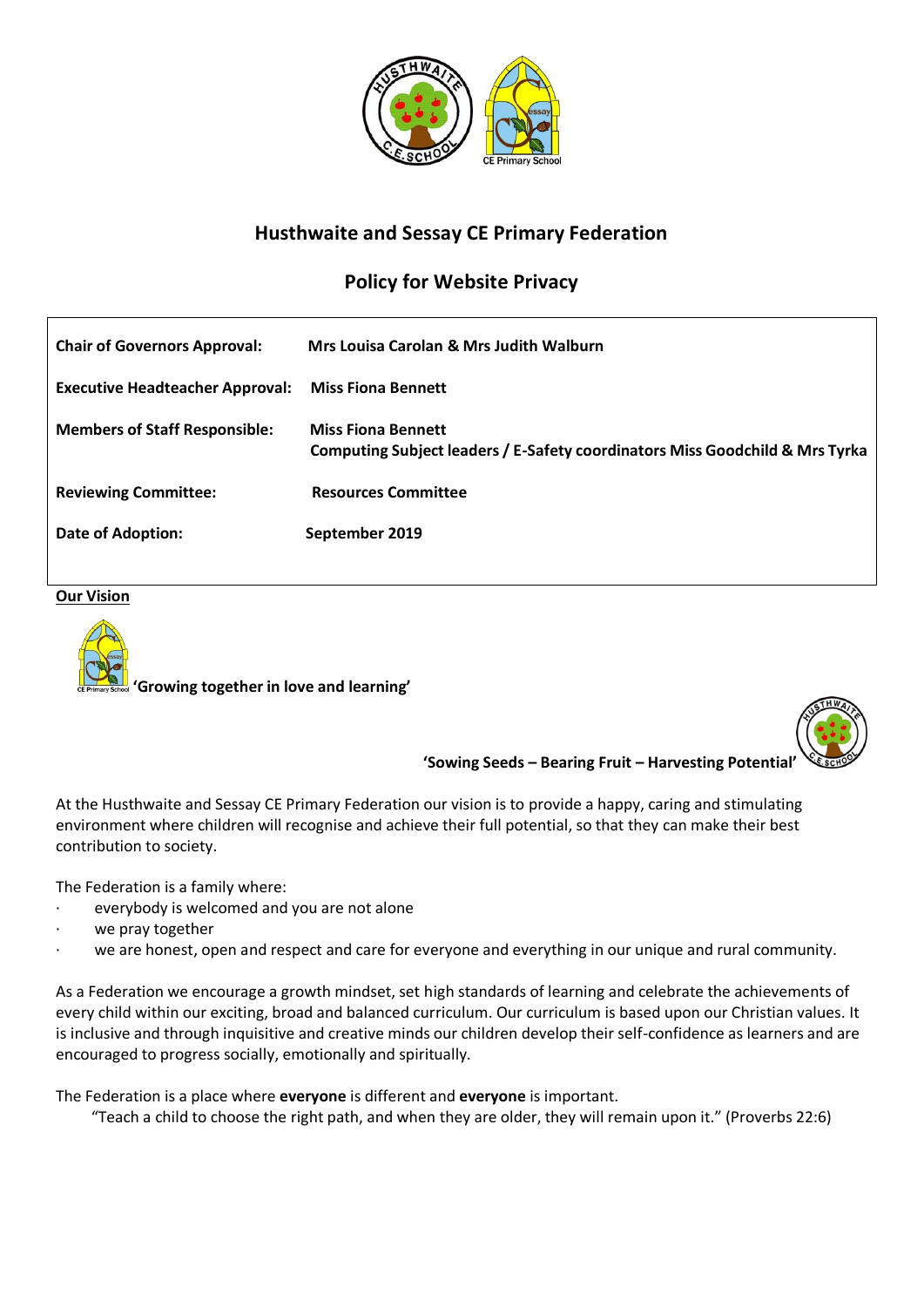# Husthwaite and Sessay CE Primary Federation

## Policy for Website Privacy

| | |
|---|---|
| **Chair of Governors Approval:** | **Mrs Louisa Carolan & Mrs Judith Walburn** |
| **Executive Headteacher Approval:** | **Miss Fiona Bennett** |
| **Members of Staff Responsible:** | **Miss Fiona Bennett**<br>**Computing Subject leaders / E-Safety coordinators Miss Goodchild & Mrs Tyrka** |
| **Reviewing Committee:** | **Resources Committee** |
| **Date of Adoption:** | **September 2019** |

**Our Vision**

**'Growing together in love and learning'**

**'Sowing Seeds – Bearing Fruit – Harvesting Potential'**

At the Husthwaite and Sessay CE Primary Federation our vision is to provide a happy, caring and stimulating environment where children will recognise and achieve their full potential, so that they can make their best contribution to society.

The Federation is a family where:

- everybody is welcomed and you are not alone
- we pray together
- we are honest, open and respect and care for everyone and everything in our unique and rural community.

As a Federation we encourage a growth mindset, set high standards of learning and celebrate the achievements of every child within our exciting, broad and balanced curriculum. Our curriculum is based upon our Christian values. It is inclusive and through inquisitive and creative minds our children develop their self-confidence as learners and are encouraged to progress socially, emotionally and spiritually.

The Federation is a place where **everyone** is different and **everyone** is important.

"Teach a child to choose the right path, and when they are older, they will remain upon it." (Proverbs 22:6)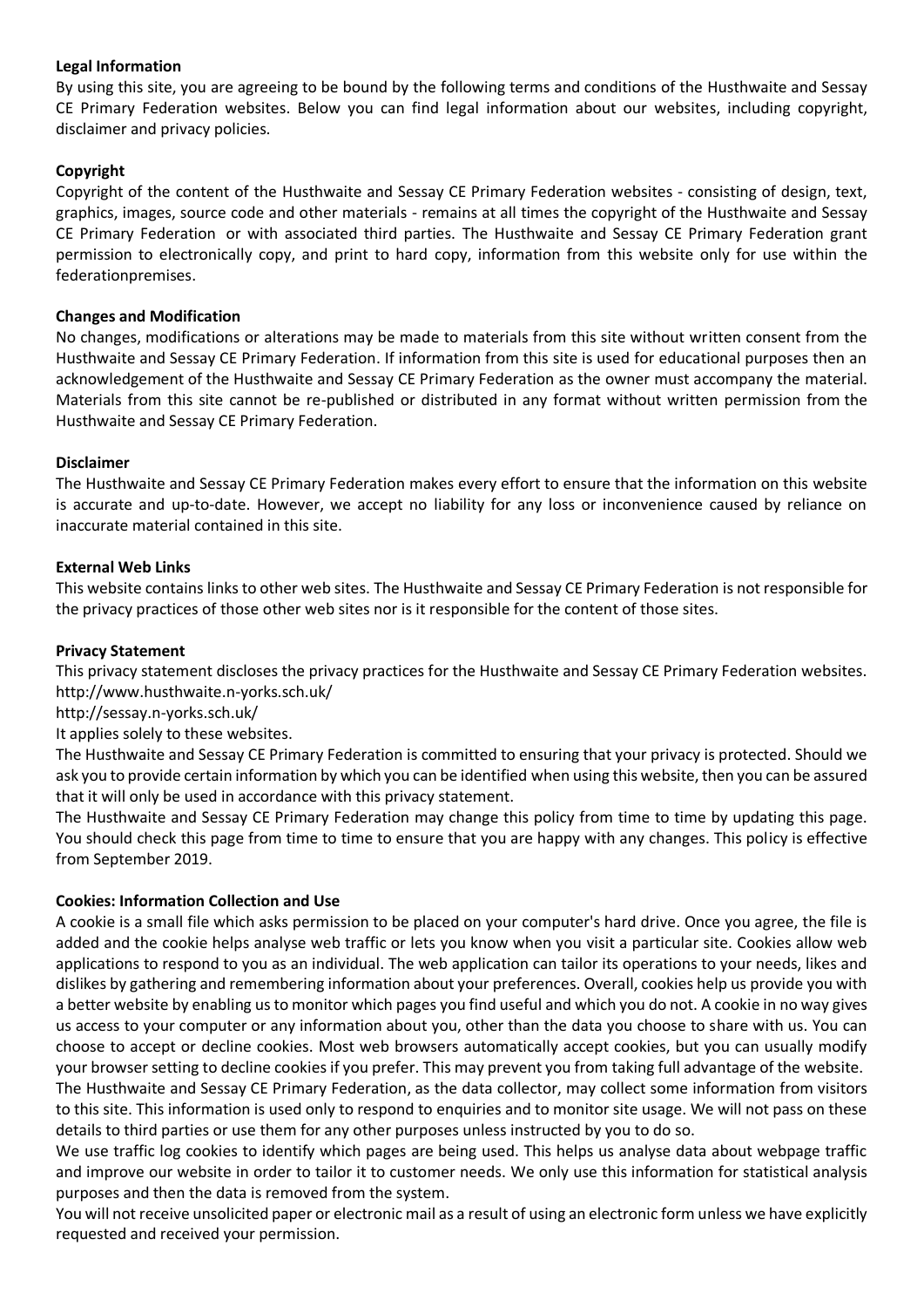**Legal Information**

By using this site, you are agreeing to be bound by the following terms and conditions of the Husthwaite and Sessay CE Primary Federation websites. Below you can find legal information about our websites, including copyright, disclaimer and privacy policies.

**Copyright**

Copyright of the content of the Husthwaite and Sessay CE Primary Federation websites - consisting of design, text, graphics, images, source code and other materials - remains at all times the copyright of the Husthwaite and Sessay CE Primary Federation or with associated third parties. The Husthwaite and Sessay CE Primary Federation grant permission to electronically copy, and print to hard copy, information from this website only for use within the federationpremises.

**Changes and Modification**

No changes, modifications or alterations may be made to materials from this site without written consent from the Husthwaite and Sessay CE Primary Federation. If information from this site is used for educational purposes then an acknowledgement of the Husthwaite and Sessay CE Primary Federation as the owner must accompany the material. Materials from this site cannot be re-published or distributed in any format without written permission from the Husthwaite and Sessay CE Primary Federation.

**Disclaimer**

The Husthwaite and Sessay CE Primary Federation makes every effort to ensure that the information on this website is accurate and up-to-date. However, we accept no liability for any loss or inconvenience caused by reliance on inaccurate material contained in this site.

**External Web Links**

This website contains links to other web sites. The Husthwaite and Sessay CE Primary Federation is not responsible for the privacy practices of those other web sites nor is it responsible for the content of those sites.

**Privacy Statement**

This privacy statement discloses the privacy practices for the Husthwaite and Sessay CE Primary Federation websites.
http://www.husthwaite.n-yorks.sch.uk/
http://sessay.n-yorks.sch.uk/
It applies solely to these websites.

The Husthwaite and Sessay CE Primary Federation is committed to ensuring that your privacy is protected. Should we ask you to provide certain information by which you can be identified when using this website, then you can be assured that it will only be used in accordance with this privacy statement.

The Husthwaite and Sessay CE Primary Federation may change this policy from time to time by updating this page. You should check this page from time to time to ensure that you are happy with any changes. This policy is effective from September 2019.

**Cookies: Information Collection and Use**

A cookie is a small file which asks permission to be placed on your computer's hard drive. Once you agree, the file is added and the cookie helps analyse web traffic or lets you know when you visit a particular site. Cookies allow web applications to respond to you as an individual. The web application can tailor its operations to your needs, likes and dislikes by gathering and remembering information about your preferences. Overall, cookies help us provide you with a better website by enabling us to monitor which pages you find useful and which you do not. A cookie in no way gives us access to your computer or any information about you, other than the data you choose to share with us. You can choose to accept or decline cookies. Most web browsers automatically accept cookies, but you can usually modify your browser setting to decline cookies if you prefer. This may prevent you from taking full advantage of the website.

The Husthwaite and Sessay CE Primary Federation, as the data collector, may collect some information from visitors to this site. This information is used only to respond to enquiries and to monitor site usage. We will not pass on these details to third parties or use them for any other purposes unless instructed by you to do so.

We use traffic log cookies to identify which pages are being used. This helps us analyse data about webpage traffic and improve our website in order to tailor it to customer needs. We only use this information for statistical analysis purposes and then the data is removed from the system.

You will not receive unsolicited paper or electronic mail as a result of using an electronic form unless we have explicitly requested and received your permission.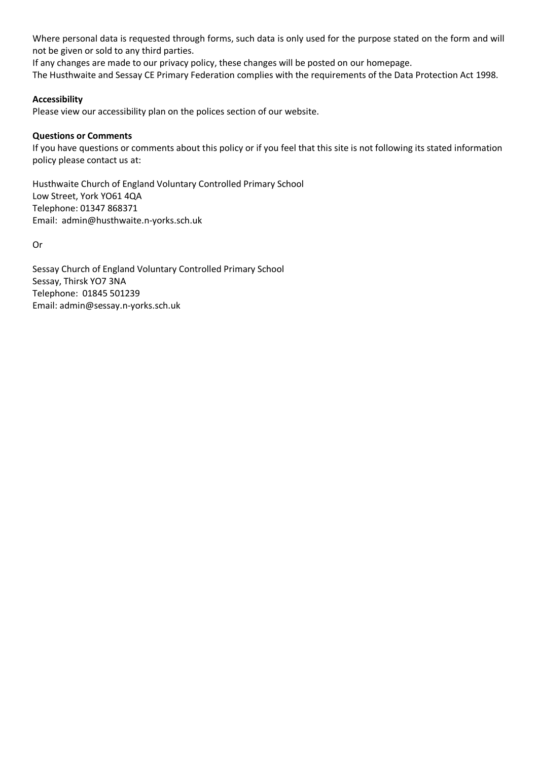Where personal data is requested through forms, such data is only used for the purpose stated on the form and will not be given or sold to any third parties.

If any changes are made to our privacy policy, these changes will be posted on our homepage.

The Husthwaite and Sessay CE Primary Federation complies with the requirements of the Data Protection Act 1998.

**Accessibility**

Please view our accessibility plan on the polices section of our website.

**Questions or Comments**

If you have questions or comments about this policy or if you feel that this site is not following its stated information policy please contact us at:

Husthwaite Church of England Voluntary Controlled Primary School
Low Street, York YO61 4QA
Telephone: 01347 868371
Email: admin@husthwaite.n-yorks.sch.uk

Or

Sessay Church of England Voluntary Controlled Primary School
Sessay, Thirsk YO7 3NA
Telephone: 01845 501239
Email: admin@sessay.n-yorks.sch.uk